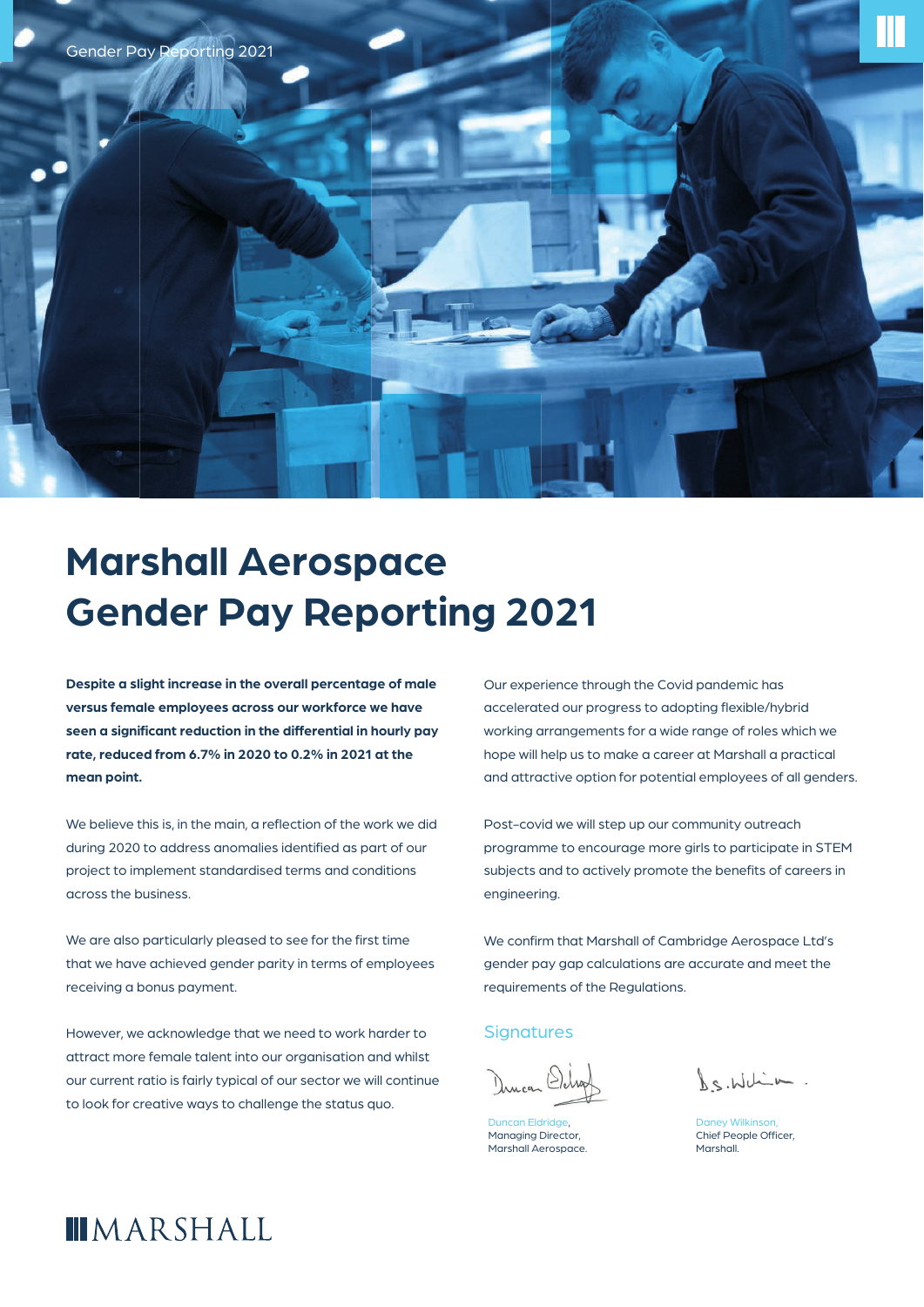# Marshall Aerospace Gender Pay Reporting 2021

**Despite a slight increase in the overall percentage of male versus female employees across our workforce we have seen a significant reduction in the differential in hourly pay rate, reduced from 6.7% in 2020 to 0.2% in 2021 at the mean point.**

We believe this is, in the main, a reflection of the work we did during 2020 to address anomalies identified as part of our project to implement standardised terms and conditions across the business.

We are also particularly pleased to see for the first time that we have achieved gender parity in terms of employees receiving a bonus payment.

However, we acknowledge that we need to work harder to attract more female talent into our organisation and whilst our current ratio is fairly typical of our sector we will continue to look for creative ways to challenge the status quo.

Our experience through the Covid pandemic has accelerated our progress to adopting flexible/hybrid working arrangements for a wide range of roles which we hope will help us to make a career at Marshall a practical and attractive option for potential employees of all genders.

Post-covid we will step up our community outreach programme to encourage more girls to participate in STEM subjects and to actively promote the benefits of careers in engineering.

We confirm that Marshall of Cambridge Aerospace Ltd's gender pay gap calculations are accurate and meet the requirements of the Regulations.

## Signatures

Duncan Eldridge,
Managing Director,
Marshall Aerospace.

Daney Wilkinson,
Chief People Officer,
Marshall.

MARSHALL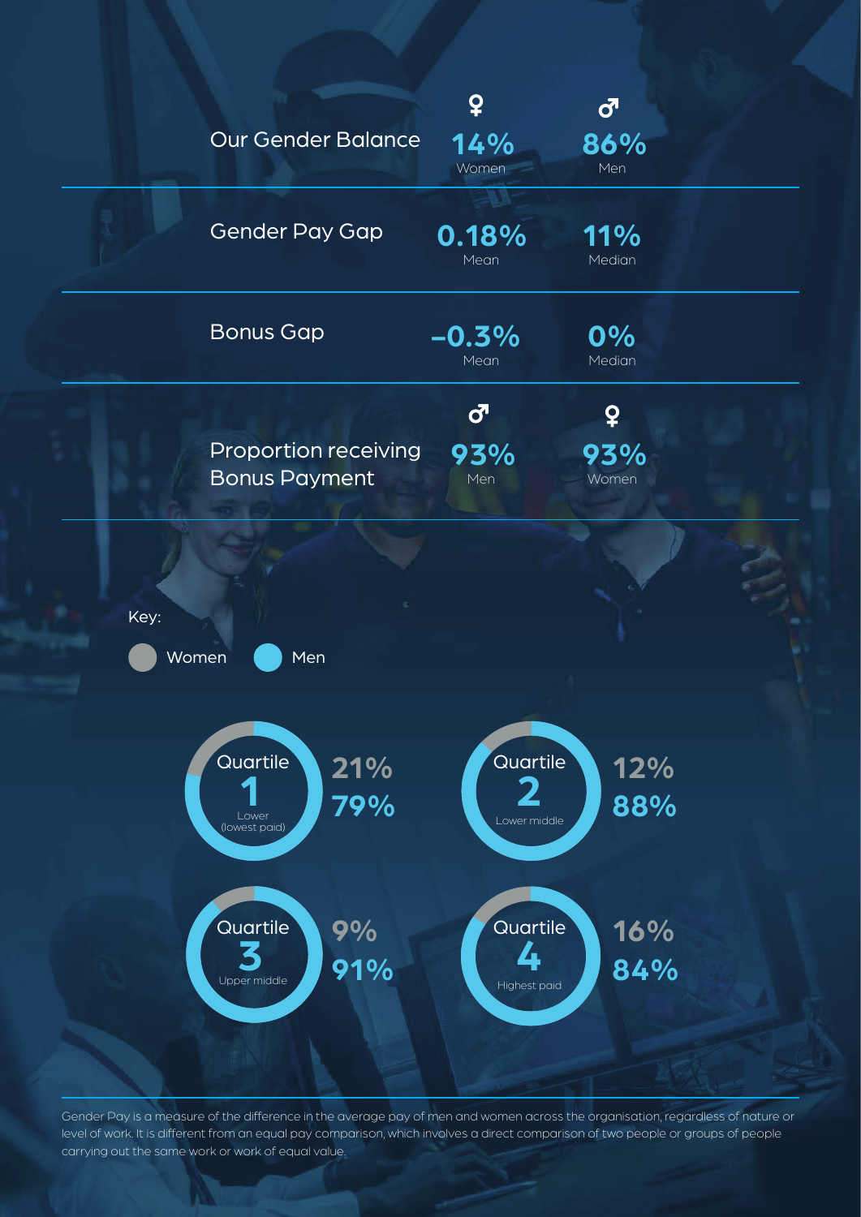| | | |
|---|---|---|
| **Our Gender Balance** | 14% Women | 86% Men |
| **Gender Pay Gap** | 0.18% Mean | 11% Median |
| **Bonus Gap** | -0.3% Mean | 0% Median |
| **Proportion receiving Bonus Payment** | 93% Men | 93% Women |

Key: Women, Men

| Quartile | Women | Men |
|---|---|---|
| Quartile 1 Lower (lowest paid) | 21% | 79% |
| Quartile 2 Lower middle | 12% | 88% |
| Quartile 3 Upper middle | 9% | 91% |
| Quartile 4 Highest paid | 16% | 84% |

Gender Pay is a measure of the difference in the average pay of men and women across the organisation, regardless of nature or level of work. It is different from an equal pay comparison, which involves a direct comparison of two people or groups of people carrying out the same work or work of equal value.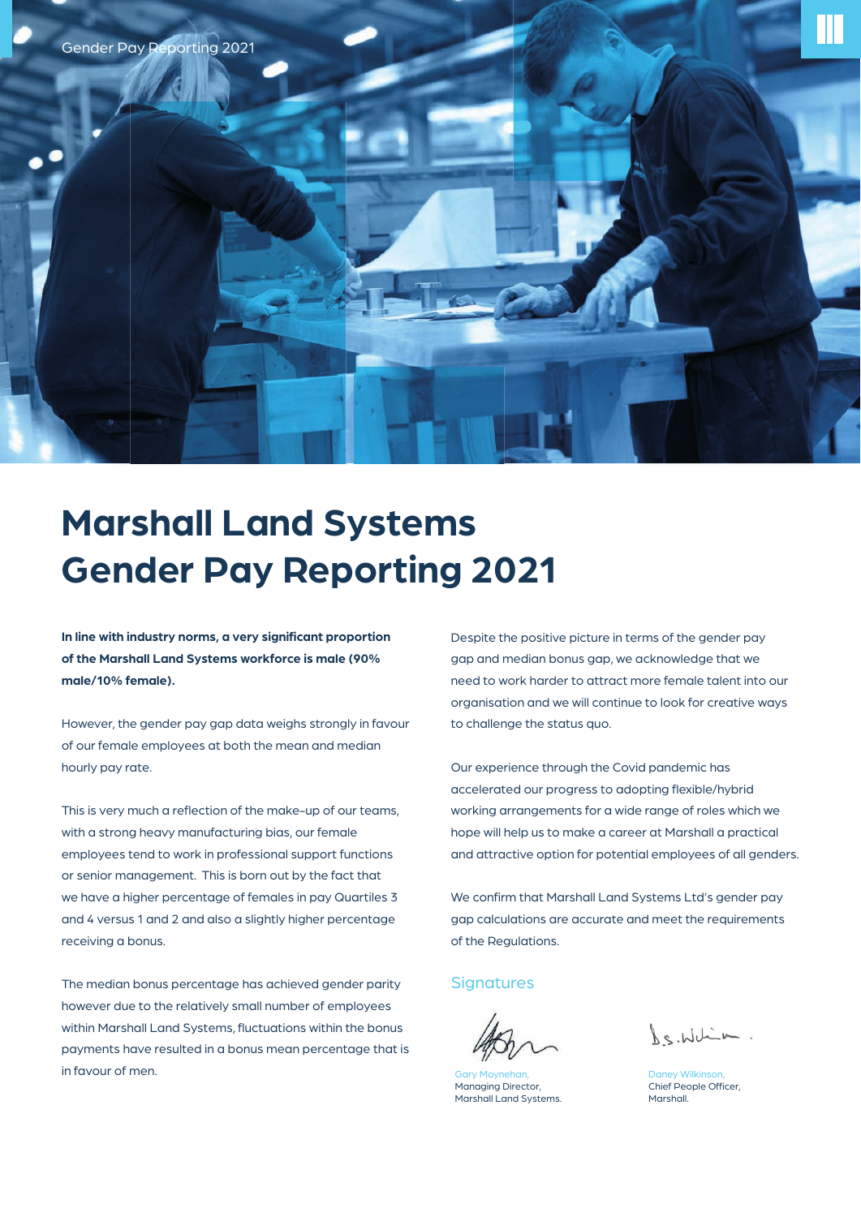# Marshall Land Systems Gender Pay Reporting 2021

**In line with industry norms, a very significant proportion of the Marshall Land Systems workforce is male (90% male/10% female).**

However, the gender pay gap data weighs strongly in favour of our female employees at both the mean and median hourly pay rate.

This is very much a reflection of the make-up of our teams, with a strong heavy manufacturing bias, our female employees tend to work in professional support functions or senior management. This is born out by the fact that we have a higher percentage of females in pay Quartiles 3 and 4 versus 1 and 2 and also a slightly higher percentage receiving a bonus.

The median bonus percentage has achieved gender parity however due to the relatively small number of employees within Marshall Land Systems, fluctuations within the bonus payments have resulted in a bonus mean percentage that is in favour of men.

Despite the positive picture in terms of the gender pay gap and median bonus gap, we acknowledge that we need to work harder to attract more female talent into our organisation and we will continue to look for creative ways to challenge the status quo.

Our experience through the Covid pandemic has accelerated our progress to adopting flexible/hybrid working arrangements for a wide range of roles which we hope will help us to make a career at Marshall a practical and attractive option for potential employees of all genders.

We confirm that Marshall Land Systems Ltd's gender pay gap calculations are accurate and meet the requirements of the Regulations.

## Signatures

Gary Moynehan,
Managing Director,
Marshall Land Systems.

Daney Wilkinson,
Chief People Officer,
Marshall.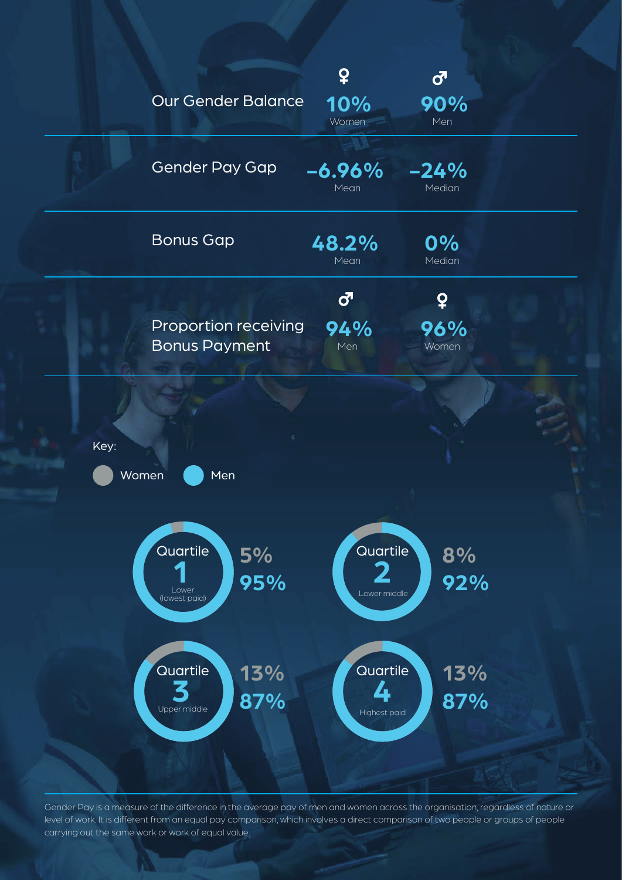| | | |
|---|---|---|
| Our Gender Balance | 10% Women | 90% Men |
| Gender Pay Gap | -6.96% Mean | -24% Median |
| Bonus Gap | 48.2% Mean | 0% Median |
| Proportion receiving Bonus Payment | 94% Men | 96% Women |

Key:

Women Men

Quartile 1 Lower (lowest paid)
5%
95%

Quartile 2 Lower middle
8%
92%

Quartile 3 Upper middle
13%
87%

Quartile 4 Highest paid
13%
87%

Gender Pay is a measure of the difference in the average pay of men and women across the organisation, regardless of nature or level of work. It is different from an equal pay comparison, which involves a direct comparison of two people or groups of people carrying out the same work or work of equal value.